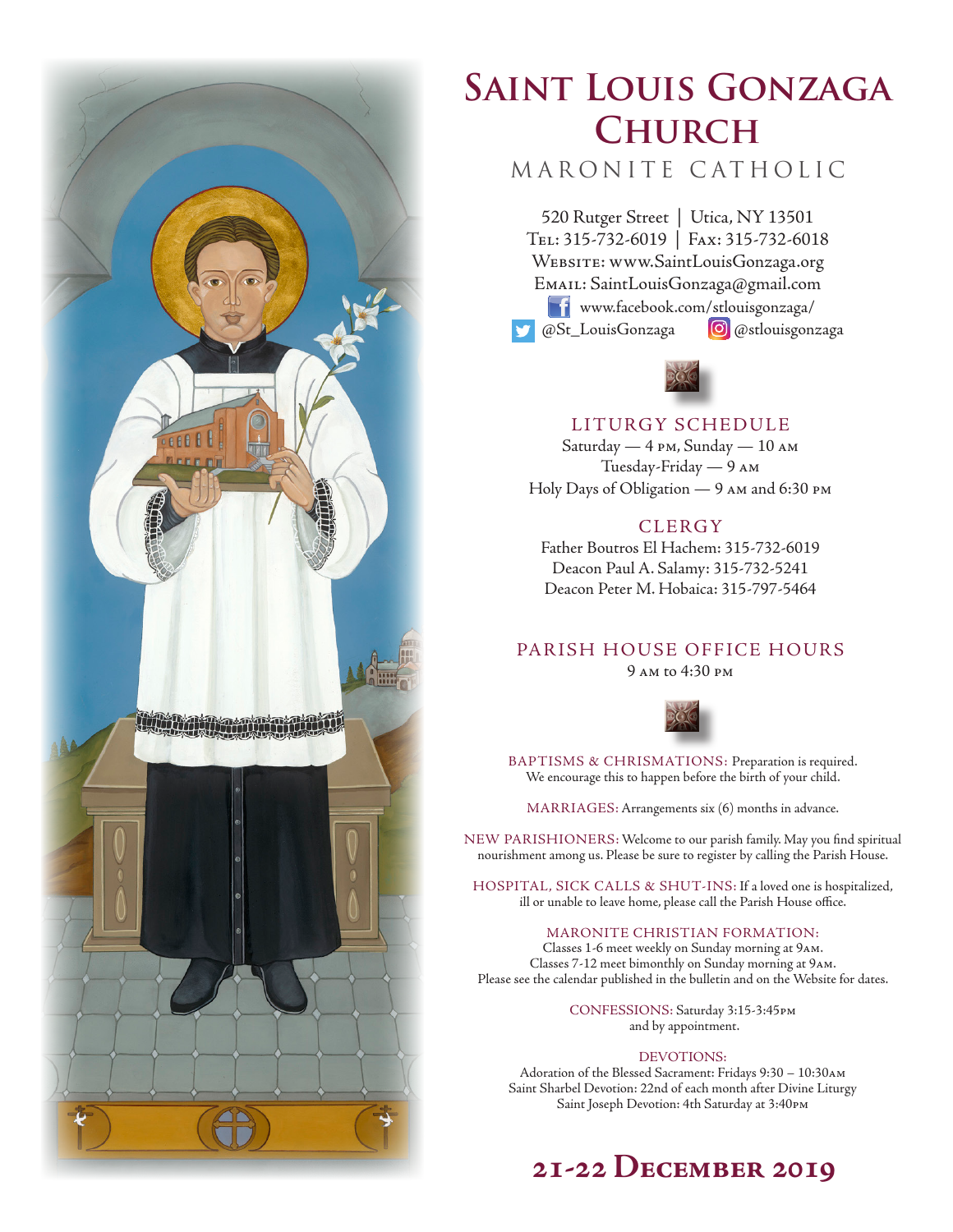# Saint Louis Gonzaga Church

MARONITE CATHOLIC

520 Rutger Street | Utica, NY 13501
Tel: 315-732-6019 | Fax: 315-732-6018
Website: www.SaintLouisGonzaga.org
Email: SaintLouisGonzaga@gmail.com
www.facebook.com/stlouisgonzaga/
@St_LouisGonzaga @stlouisgonzaga

## LITURGY SCHEDULE

Saturday — 4 PM, Sunday — 10 AM
Tuesday-Friday — 9 AM
Holy Days of Obligation — 9 AM and 6:30 PM

## CLERGY

Father Boutros El Hachem: 315-732-6019
Deacon Paul A. Salamy: 315-732-5241
Deacon Peter M. Hobaica: 315-797-5464

## PARISH HOUSE OFFICE HOURS

9 AM to 4:30 PM

BAPTISMS & CHRISMATIONS: Preparation is required. We encourage this to happen before the birth of your child.

MARRIAGES: Arrangements six (6) months in advance.

NEW PARISHIONERS: Welcome to our parish family. May you find spiritual nourishment among us. Please be sure to register by calling the Parish House.

HOSPITAL, SICK CALLS & SHUT-INS: If a loved one is hospitalized, ill or unable to leave home, please call the Parish House office.

MARONITE CHRISTIAN FORMATION:
Classes 1-6 meet weekly on Sunday morning at 9AM.
Classes 7-12 meet bimonthly on Sunday morning at 9AM.
Please see the calendar published in the bulletin and on the Website for dates.

CONFESSIONS: Saturday 3:15-3:45PM
and by appointment.

DEVOTIONS:
Adoration of the Blessed Sacrament: Fridays 9:30 – 10:30AM
Saint Sharbel Devotion: 22nd of each month after Divine Liturgy
Saint Joseph Devotion: 4th Saturday at 3:40PM

## 21-22 December 2019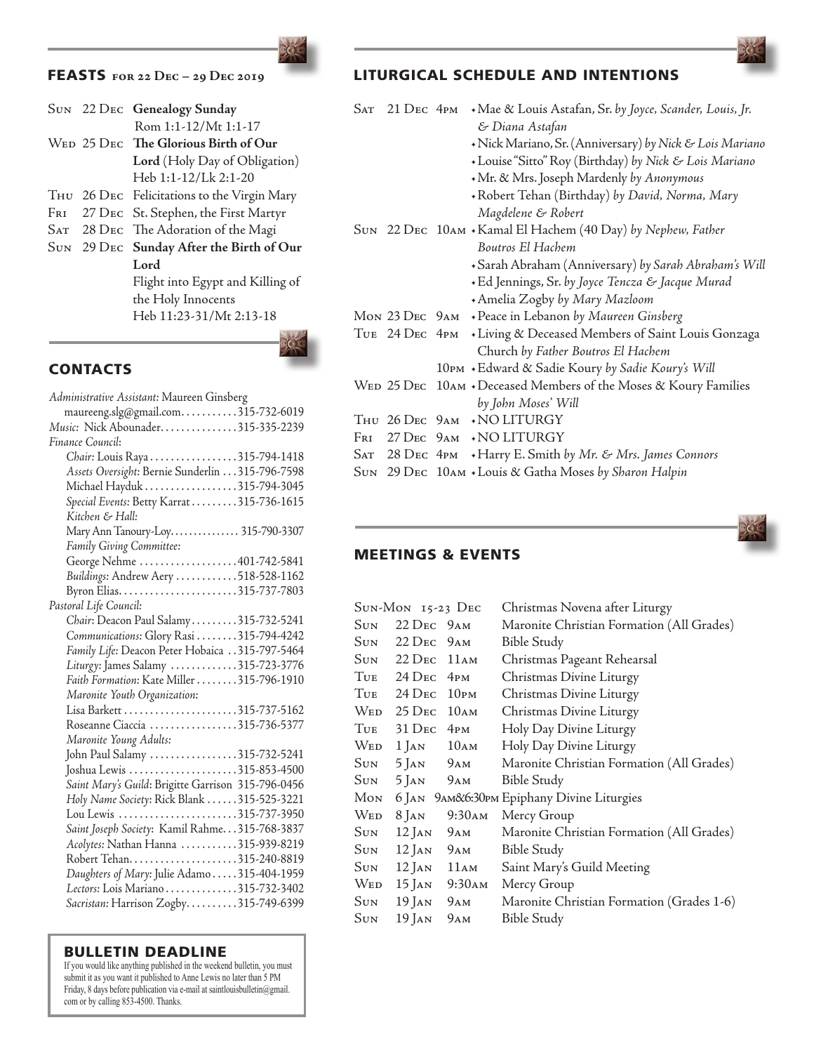## FEASTS for 22 Dec – 29 Dec 2019

| | | |
|---|---|---|
| Sun | 22 Dec | **Genealogy Sunday**<br>Rom 1:1-12/Mt 1:1-17 |
| Wed | 25 Dec | **The Glorious Birth of Our Lord** (Holy Day of Obligation)<br>Heb 1:1-12/Lk 2:1-20 |
| Thu | 26 Dec | Felicitations to the Virgin Mary |
| Fri | 27 Dec | St. Stephen, the First Martyr |
| Sat | 28 Dec | The Adoration of the Magi |
| Sun | 29 Dec | **Sunday After the Birth of Our Lord**<br>Flight into Egypt and Killing of the Holy Innocents<br>Heb 11:23-31/Mt 2:13-18 |

## CONTACTS

*Administrative Assistant:* Maureen Ginsberg
maureeng.slg@gmail.com..........315-732-6019
*Music:* Nick Abounader..............315-335-2239
*Finance Council:*
- *Chair:* Louis Raya................315-794-1418
- *Assets Oversight:* Bernie Sunderlin ...315-796-7598
- Michael Hayduk.................315-794-3045
- *Special Events:* Betty Karrat.........315-736-1615
- *Kitchen & Hall:*
  Mary Ann Tanoury-Loy.............. 315-790-3307
- *Family Giving Committee:*
  George Nehme ...................401-742-5841
- *Buildings:* Andrew Aery ............518-528-1162
  Byron Elias.......................315-737-7803

*Pastoral Life Council:*
- *Chair:* Deacon Paul Salamy.........315-732-5241
- *Communications:* Glory Rasi ........315-794-4242
- *Family Life:* Deacon Peter Hobaica ..315-797-5464
- *Liturgy:* James Salamy .............315-723-3776
- *Faith Formation:* Kate Miller........315-796-1910
- *Maronite Youth Organization:*
  Lisa Barkett......................315-737-5162
  Roseanne Ciaccia .................315-736-5377
- *Maronite Young Adults:*
  John Paul Salamy .................315-732-5241
  Joshua Lewis .....................315-853-4500
- *Saint Mary's Guild:* Brigitte Garrison 315-796-0456
- *Holy Name Society:* Rick Blank ......315-525-3221
  Lou Lewis .......................315-737-3950
- *Saint Joseph Society:* Kamil Rahme...315-768-3837
- *Acolytes:* Nathan Hanna ...........315-939-8219
  Robert Tehan.....................315-240-8819
- *Daughters of Mary:* Julie Adamo.....315-404-1959
- *Lectors:* Lois Mariano..............315-732-3402
- *Sacristan:* Harrison Zogby..........315-749-6399

## BULLETIN DEADLINE

If you would like anything published in the weekend bulletin, you must submit it as you want it published to Anne Lewis no later than 5 PM Friday, 8 days before publication via e-mail at saintlouisbulletin@gmail.com or by calling 853-4500. Thanks.

## LITURGICAL SCHEDULE AND INTENTIONS

| | | | |
|---|---|---|---|
| Sat | 21 Dec | 4pm | +Mae & Louis Astafan, Sr. *by Joyce, Scander, Louis, Jr. & Diana Astafan*<br>+Nick Mariano, Sr. (Anniversary) *by Nick & Lois Mariano*<br>+Louise "Sitto" Roy (Birthday) *by Nick & Lois Mariano*<br>+Mr. & Mrs. Joseph Mardenly *by Anonymous*<br>+Robert Tehan (Birthday) *by David, Norma, Mary Magdelene & Robert* |
| Sun | 22 Dec | 10am | +Kamal El Hachem (40 Day) *by Nephew, Father Boutros El Hachem*<br>+Sarah Abraham (Anniversary) *by Sarah Abraham's Will*<br>+Ed Jennings, Sr. *by Joyce Tencza & Jacque Murad*<br>+Amelia Zogby *by Mary Mazloom* |
| Mon | 23 Dec | 9am | +Peace in Lebanon *by Maureen Ginsberg* |
| Tue | 24 Dec | 4pm | +Living & Deceased Members of Saint Louis Gonzaga Church *by Father Boutros El Hachem* |
| | | 10pm | +Edward & Sadie Koury *by Sadie Koury's Will* |
| Wed | 25 Dec | 10am | +Deceased Members of the Moses & Koury Families *by John Moses' Will* |
| Thu | 26 Dec | 9am | +NO LITURGY |
| Fri | 27 Dec | 9am | +NO LITURGY |
| Sat | 28 Dec | 4pm | +Harry E. Smith *by Mr. & Mrs. James Connors* |
| Sun | 29 Dec | 10am | +Louis & Gatha Moses *by Sharon Halpin* |

## MEETINGS & EVENTS

| | | | |
|---|---|---|---|
| Sun-Mon | 15-23 Dec | | Christmas Novena after Liturgy |
| Sun | 22 Dec | 9am | Maronite Christian Formation (All Grades) |
| Sun | 22 Dec | 9am | Bible Study |
| Sun | 22 Dec | 11am | Christmas Pageant Rehearsal |
| Tue | 24 Dec | 4pm | Christmas Divine Liturgy |
| Tue | 24 Dec | 10pm | Christmas Divine Liturgy |
| Wed | 25 Dec | 10am | Christmas Divine Liturgy |
| Tue | 31 Dec | 4pm | Holy Day Divine Liturgy |
| Wed | 1 Jan | 10am | Holy Day Divine Liturgy |
| Sun | 5 Jan | 9am | Maronite Christian Formation (All Grades) |
| Sun | 5 Jan | 9am | Bible Study |
| Mon | 6 Jan | 9am&6:30pm | Epiphany Divine Liturgies |
| Wed | 8 Jan | 9:30am | Mercy Group |
| Sun | 12 Jan | 9am | Maronite Christian Formation (All Grades) |
| Sun | 12 Jan | 9am | Bible Study |
| Sun | 12 Jan | 11am | Saint Mary's Guild Meeting |
| Wed | 15 Jan | 9:30am | Mercy Group |
| Sun | 19 Jan | 9am | Maronite Christian Formation (Grades 1-6) |
| Sun | 19 Jan | 9am | Bible Study |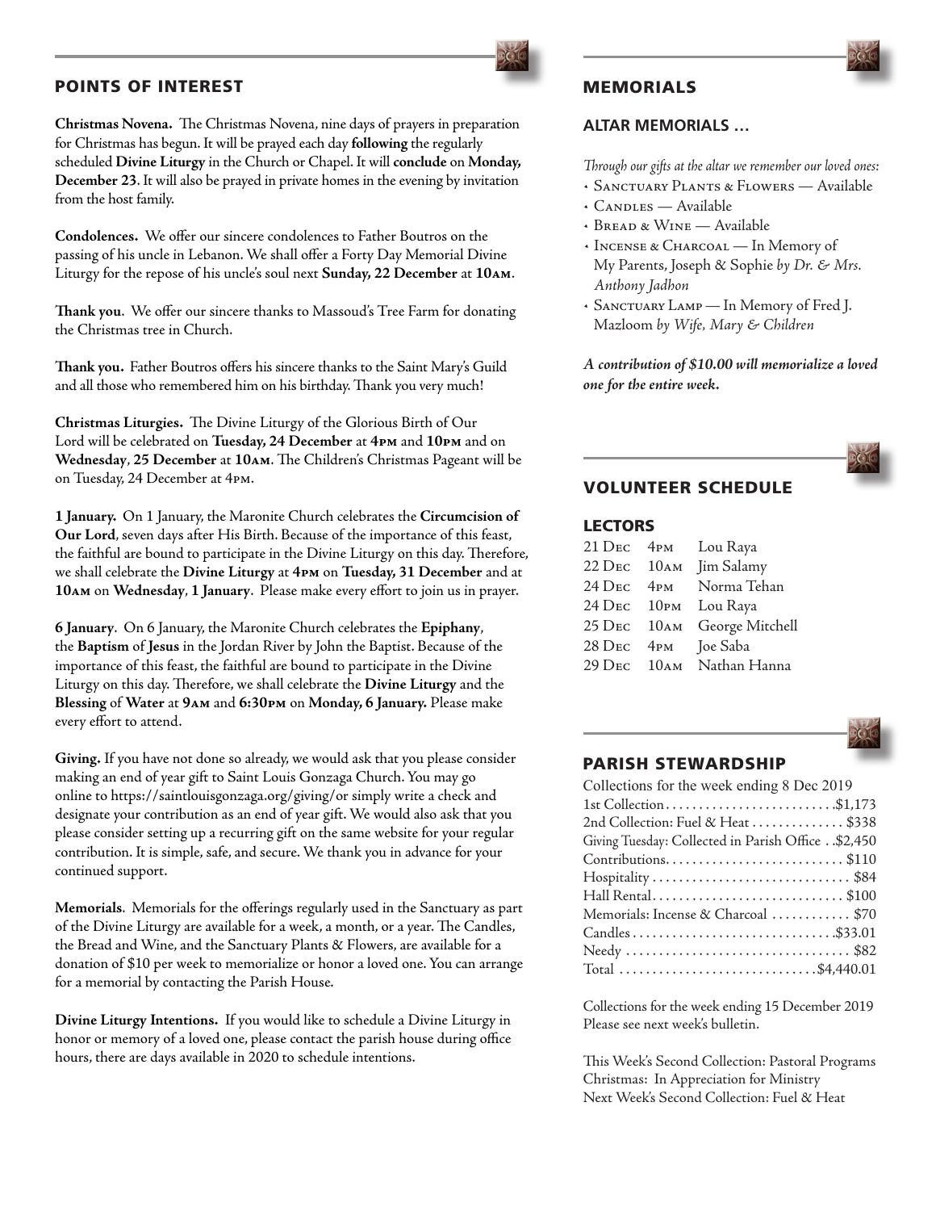## POINTS OF INTEREST

**Christmas Novena.** The Christmas Novena, nine days of prayers in preparation for Christmas has begun. It will be prayed each day **following** the regularly scheduled **Divine Liturgy** in the Church or Chapel. It will **conclude** on **Monday, December 23**. It will also be prayed in private homes in the evening by invitation from the host family.

**Condolences.** We offer our sincere condolences to Father Boutros on the passing of his uncle in Lebanon. We shall offer a Forty Day Memorial Divine Liturgy for the repose of his uncle's soul next **Sunday, 22 December** at **10AM**.

**Thank you**. We offer our sincere thanks to Massoud's Tree Farm for donating the Christmas tree in Church.

**Thank you.** Father Boutros offers his sincere thanks to the Saint Mary's Guild and all those who remembered him on his birthday. Thank you very much!

**Christmas Liturgies.** The Divine Liturgy of the Glorious Birth of Our Lord will be celebrated on **Tuesday, 24 December** at **4PM** and **10PM** and on **Wednesday**, **25 December** at **10AM**. The Children's Christmas Pageant will be on Tuesday, 24 December at 4PM.

**1 January.** On 1 January, the Maronite Church celebrates the **Circumcision of Our Lord**, seven days after His Birth. Because of the importance of this feast, the faithful are bound to participate in the Divine Liturgy on this day. Therefore, we shall celebrate the **Divine Liturgy** at **4PM** on **Tuesday, 31 December** and at **10AM** on **Wednesday**, **1 January**. Please make every effort to join us in prayer.

**6 January**. On 6 January, the Maronite Church celebrates the **Epiphany**, the **Baptism** of **Jesus** in the Jordan River by John the Baptist. Because of the importance of this feast, the faithful are bound to participate in the Divine Liturgy on this day. Therefore, we shall celebrate the **Divine Liturgy** and the **Blessing** of **Water** at **9AM** and **6:30PM** on **Monday, 6 January.** Please make every effort to attend.

**Giving.** If you have not done so already, we would ask that you please consider making an end of year gift to Saint Louis Gonzaga Church. You may go online to https://saintlouisgonzaga.org/giving/or simply write a check and designate your contribution as an end of year gift. We would also ask that you please consider setting up a recurring gift on the same website for your regular contribution. It is simple, safe, and secure. We thank you in advance for your continued support.

**Memorials**. Memorials for the offerings regularly used in the Sanctuary as part of the Divine Liturgy are available for a week, a month, or a year. The Candles, the Bread and Wine, and the Sanctuary Plants & Flowers, are available for a donation of $10 per week to memorialize or honor a loved one. You can arrange for a memorial by contacting the Parish House.

**Divine Liturgy Intentions.** If you would like to schedule a Divine Liturgy in honor or memory of a loved one, please contact the parish house during office hours, there are days available in 2020 to schedule intentions.

## MEMORIALS

### ALTAR MEMORIALS …

*Through our gifts at the altar we remember our loved ones:*

- Sanctuary Plants & Flowers — Available
- Candles — Available
- Bread & Wine — Available
- Incense & Charcoal — In Memory of My Parents, Joseph & Sophie *by Dr. & Mrs. Anthony Jadhon*
- Sanctuary Lamp — In Memory of Fred J. Mazloom *by Wife, Mary & Children*

***A contribution of $10.00 will memorialize a loved one for the entire week.***

## VOLUNTEER SCHEDULE

### LECTORS

| | | |
|---|---|---|
| 21 Dec | 4PM | Lou Raya |
| 22 Dec | 10AM | Jim Salamy |
| 24 Dec | 4PM | Norma Tehan |
| 24 Dec | 10PM | Lou Raya |
| 25 Dec | 10AM | George Mitchell |
| 28 Dec | 4PM | Joe Saba |
| 29 Dec | 10AM | Nathan Hanna |

## PARISH STEWARDSHIP

Collections for the week ending 8 Dec 2019

| | |
|---|---|
| 1st Collection | $1,173 |
| 2nd Collection: Fuel & Heat | $338 |
| Giving Tuesday: Collected in Parish Office | $2,450 |
| Contributions | $110 |
| Hospitality | $84 |
| Hall Rental | $100 |
| Memorials: Incense & Charcoal | $70 |
| Candles | $33.01 |
| Needy | $82 |
| Total | $4,440.01 |

Collections for the week ending 15 December 2019
Please see next week's bulletin.

This Week's Second Collection: Pastoral Programs
Christmas: In Appreciation for Ministry
Next Week's Second Collection: Fuel & Heat